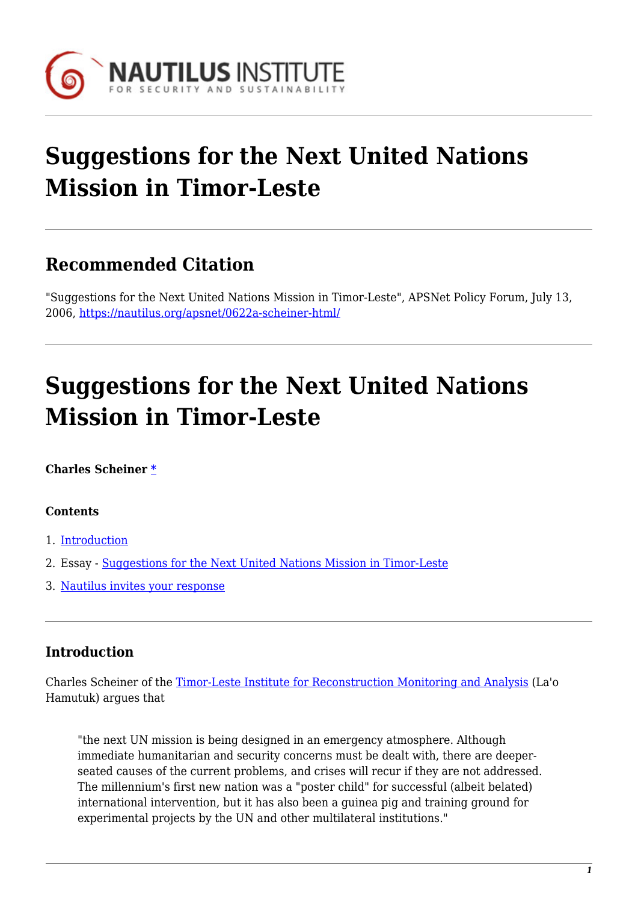# Suggestions for the Next United Nations Mission in Timor-Leste

## Recommended Citation

"Suggestions for the Next United Nations Mission in Timor-Leste", APSNet Policy Forum, July 13, 2006, https://nautilus.org/apsnet/0622a-scheiner-html/

# Suggestions for the Next United Nations Mission in Timor-Leste

**Charles Scheiner** [*](#)

**Contents**

1. [Introduction](#)
2. Essay - [Suggestions for the Next United Nations Mission in Timor-Leste](#)
3. [Nautilus invites your response](#)

### Introduction

Charles Scheiner of the [Timor-Leste Institute for Reconstruction Monitoring and Analysis](#) (La'o Hamutuk) argues that

> "the next UN mission is being designed in an emergency atmosphere. Although immediate humanitarian and security concerns must be dealt with, there are deeper-seated causes of the current problems, and crises will recur if they are not addressed. The millennium's first new nation was a "poster child" for successful (albeit belated) international intervention, but it has also been a guinea pig and training ground for experimental projects by the UN and other multilateral institutions."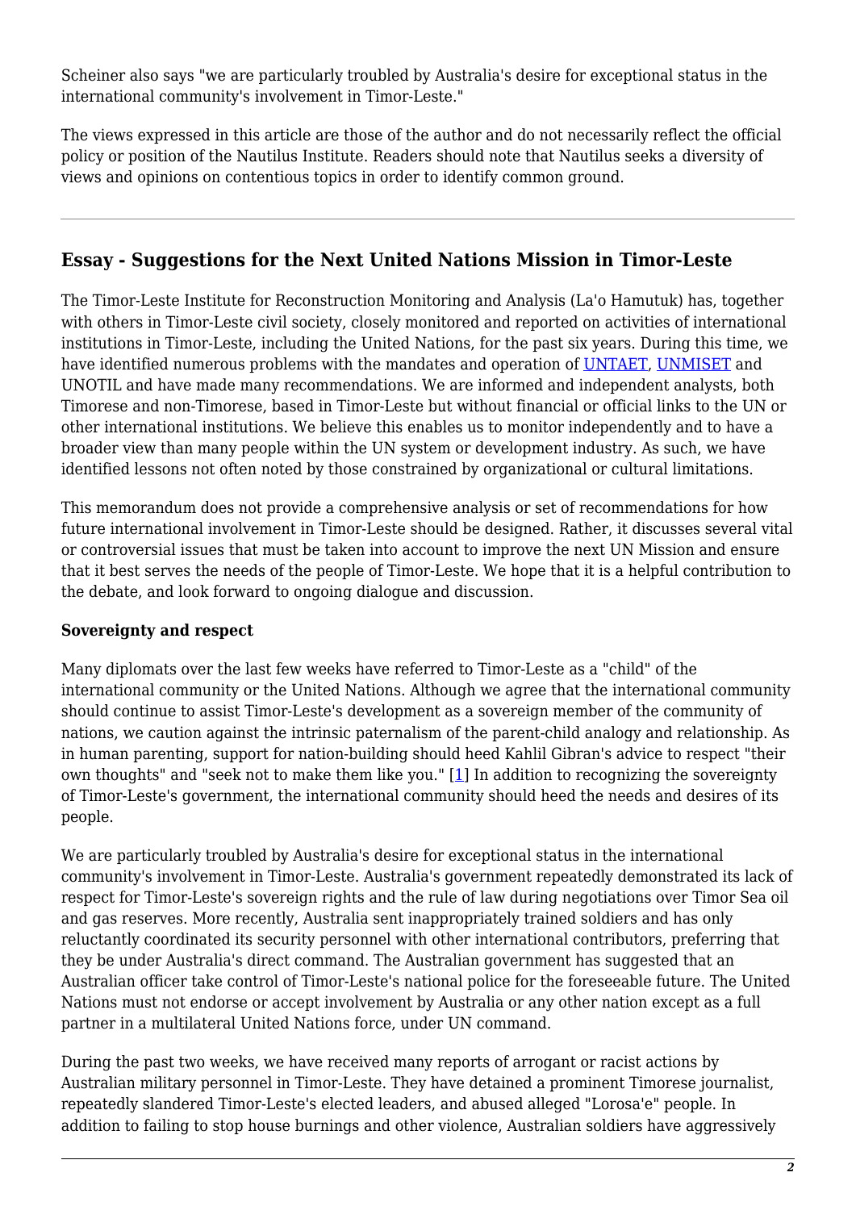Scheiner also says "we are particularly troubled by Australia's desire for exceptional status in the international community's involvement in Timor-Leste."

The views expressed in this article are those of the author and do not necessarily reflect the official policy or position of the Nautilus Institute. Readers should note that Nautilus seeks a diversity of views and opinions on contentious topics in order to identify common ground.

---

## Essay - Suggestions for the Next United Nations Mission in Timor-Leste

The Timor-Leste Institute for Reconstruction Monitoring and Analysis (La'o Hamutuk) has, together with others in Timor-Leste civil society, closely monitored and reported on activities of international institutions in Timor-Leste, including the United Nations, for the past six years. During this time, we have identified numerous problems with the mandates and operation of UNTAET, UNMISET and UNOTIL and have made many recommendations. We are informed and independent analysts, both Timorese and non-Timorese, based in Timor-Leste but without financial or official links to the UN or other international institutions. We believe this enables us to monitor independently and to have a broader view than many people within the UN system or development industry. As such, we have identified lessons not often noted by those constrained by organizational or cultural limitations.

This memorandum does not provide a comprehensive analysis or set of recommendations for how future international involvement in Timor-Leste should be designed. Rather, it discusses several vital or controversial issues that must be taken into account to improve the next UN Mission and ensure that it best serves the needs of the people of Timor-Leste. We hope that it is a helpful contribution to the debate, and look forward to ongoing dialogue and discussion.

**Sovereignty and respect**

Many diplomats over the last few weeks have referred to Timor-Leste as a "child" of the international community or the United Nations. Although we agree that the international community should continue to assist Timor-Leste's development as a sovereign member of the community of nations, we caution against the intrinsic paternalism of the parent-child analogy and relationship. As in human parenting, support for nation-building should heed Kahlil Gibran's advice to respect "their own thoughts" and "seek not to make them like you." [1] In addition to recognizing the sovereignty of Timor-Leste's government, the international community should heed the needs and desires of its people.

We are particularly troubled by Australia's desire for exceptional status in the international community's involvement in Timor-Leste. Australia's government repeatedly demonstrated its lack of respect for Timor-Leste's sovereign rights and the rule of law during negotiations over Timor Sea oil and gas reserves. More recently, Australia sent inappropriately trained soldiers and has only reluctantly coordinated its security personnel with other international contributors, preferring that they be under Australia's direct command. The Australian government has suggested that an Australian officer take control of Timor-Leste's national police for the foreseeable future. The United Nations must not endorse or accept involvement by Australia or any other nation except as a full partner in a multilateral United Nations force, under UN command.

During the past two weeks, we have received many reports of arrogant or racist actions by Australian military personnel in Timor-Leste. They have detained a prominent Timorese journalist, repeatedly slandered Timor-Leste's elected leaders, and abused alleged "Lorosa'e" people. In addition to failing to stop house burnings and other violence, Australian soldiers have aggressively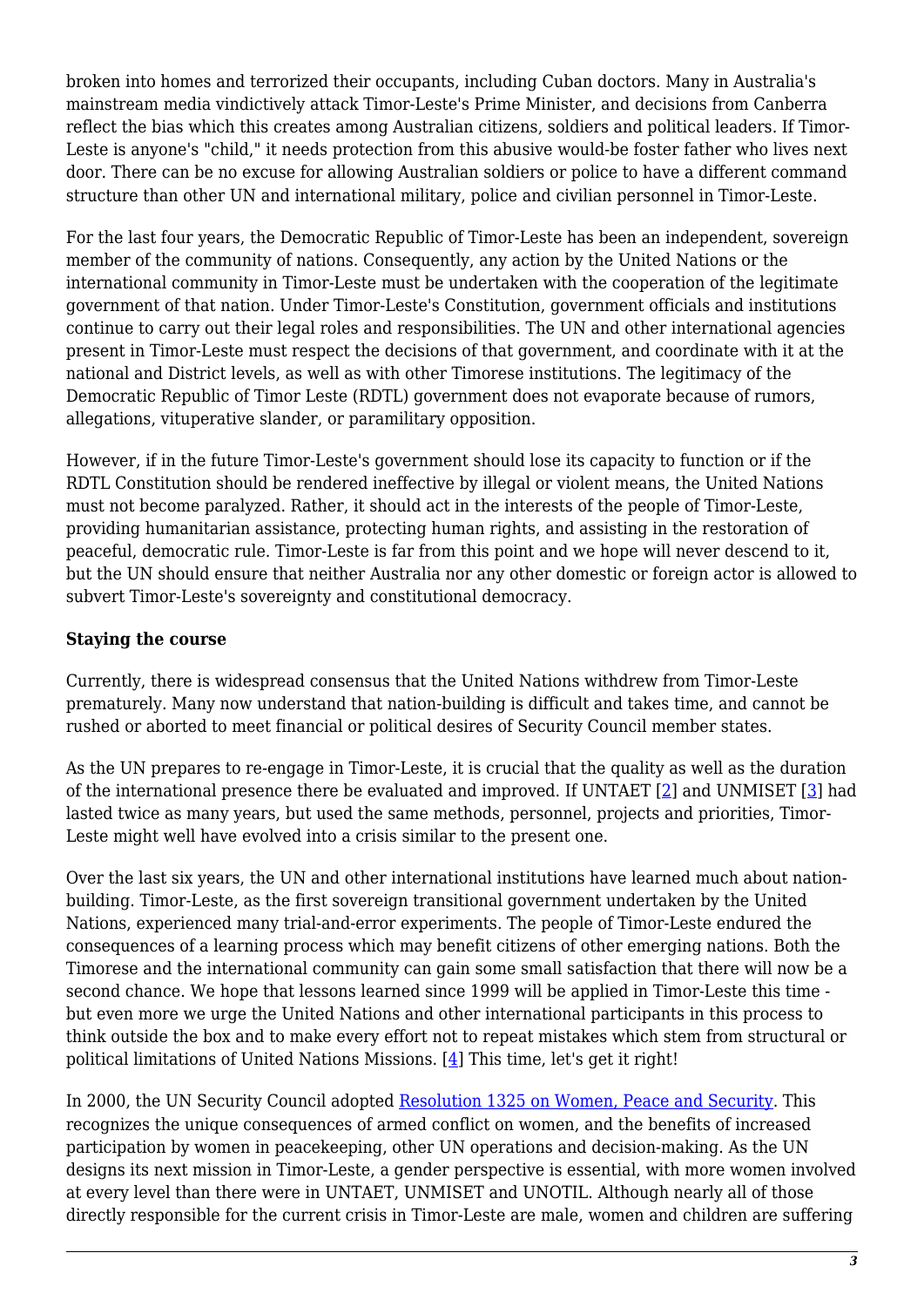broken into homes and terrorized their occupants, including Cuban doctors. Many in Australia's mainstream media vindictively attack Timor-Leste's Prime Minister, and decisions from Canberra reflect the bias which this creates among Australian citizens, soldiers and political leaders. If Timor-Leste is anyone's "child," it needs protection from this abusive would-be foster father who lives next door. There can be no excuse for allowing Australian soldiers or police to have a different command structure than other UN and international military, police and civilian personnel in Timor-Leste.

For the last four years, the Democratic Republic of Timor-Leste has been an independent, sovereign member of the community of nations. Consequently, any action by the United Nations or the international community in Timor-Leste must be undertaken with the cooperation of the legitimate government of that nation. Under Timor-Leste's Constitution, government officials and institutions continue to carry out their legal roles and responsibilities. The UN and other international agencies present in Timor-Leste must respect the decisions of that government, and coordinate with it at the national and District levels, as well as with other Timorese institutions. The legitimacy of the Democratic Republic of Timor Leste (RDTL) government does not evaporate because of rumors, allegations, vituperative slander, or paramilitary opposition.

However, if in the future Timor-Leste's government should lose its capacity to function or if the RDTL Constitution should be rendered ineffective by illegal or violent means, the United Nations must not become paralyzed. Rather, it should act in the interests of the people of Timor-Leste, providing humanitarian assistance, protecting human rights, and assisting in the restoration of peaceful, democratic rule. Timor-Leste is far from this point and we hope will never descend to it, but the UN should ensure that neither Australia nor any other domestic or foreign actor is allowed to subvert Timor-Leste's sovereignty and constitutional democracy.

**Staying the course**

Currently, there is widespread consensus that the United Nations withdrew from Timor-Leste prematurely. Many now understand that nation-building is difficult and takes time, and cannot be rushed or aborted to meet financial or political desires of Security Council member states.

As the UN prepares to re-engage in Timor-Leste, it is crucial that the quality as well as the duration of the international presence there be evaluated and improved. If UNTAET [2] and UNMISET [3] had lasted twice as many years, but used the same methods, personnel, projects and priorities, Timor-Leste might well have evolved into a crisis similar to the present one.

Over the last six years, the UN and other international institutions have learned much about nation-building. Timor-Leste, as the first sovereign transitional government undertaken by the United Nations, experienced many trial-and-error experiments. The people of Timor-Leste endured the consequences of a learning process which may benefit citizens of other emerging nations. Both the Timorese and the international community can gain some small satisfaction that there will now be a second chance. We hope that lessons learned since 1999 will be applied in Timor-Leste this time - but even more we urge the United Nations and other international participants in this process to think outside the box and to make every effort not to repeat mistakes which stem from structural or political limitations of United Nations Missions. [4] This time, let's get it right!

In 2000, the UN Security Council adopted Resolution 1325 on Women, Peace and Security. This recognizes the unique consequences of armed conflict on women, and the benefits of increased participation by women in peacekeeping, other UN operations and decision-making. As the UN designs its next mission in Timor-Leste, a gender perspective is essential, with more women involved at every level than there were in UNTAET, UNMISET and UNOTIL. Although nearly all of those directly responsible for the current crisis in Timor-Leste are male, women and children are suffering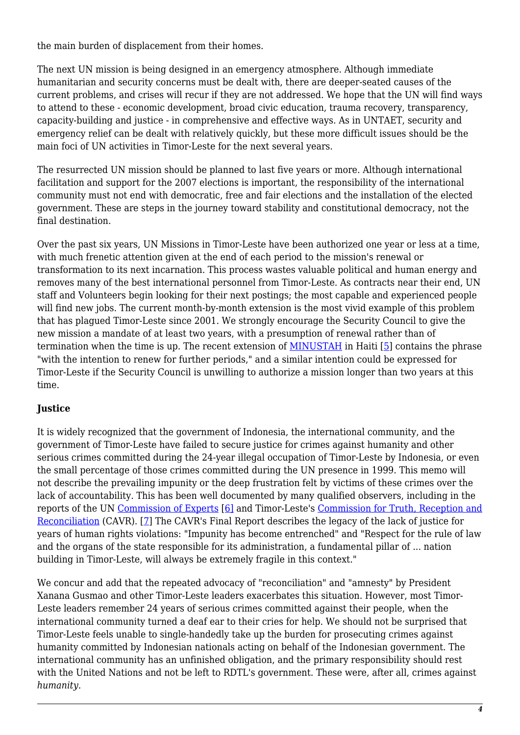the main burden of displacement from their homes.

The next UN mission is being designed in an emergency atmosphere. Although immediate humanitarian and security concerns must be dealt with, there are deeper-seated causes of the current problems, and crises will recur if they are not addressed. We hope that the UN will find ways to attend to these - economic development, broad civic education, trauma recovery, transparency, capacity-building and justice - in comprehensive and effective ways. As in UNTAET, security and emergency relief can be dealt with relatively quickly, but these more difficult issues should be the main foci of UN activities in Timor-Leste for the next several years.

The resurrected UN mission should be planned to last five years or more. Although international facilitation and support for the 2007 elections is important, the responsibility of the international community must not end with democratic, free and fair elections and the installation of the elected government. These are steps in the journey toward stability and constitutional democracy, not the final destination.

Over the past six years, UN Missions in Timor-Leste have been authorized one year or less at a time, with much frenetic attention given at the end of each period to the mission's renewal or transformation to its next incarnation. This process wastes valuable political and human energy and removes many of the best international personnel from Timor-Leste. As contracts near their end, UN staff and Volunteers begin looking for their next postings; the most capable and experienced people will find new jobs. The current month-by-month extension is the most vivid example of this problem that has plagued Timor-Leste since 2001. We strongly encourage the Security Council to give the new mission a mandate of at least two years, with a presumption of renewal rather than of termination when the time is up. The recent extension of MINUSTAH in Haiti [5] contains the phrase "with the intention to renew for further periods," and a similar intention could be expressed for Timor-Leste if the Security Council is unwilling to authorize a mission longer than two years at this time.

**Justice**

It is widely recognized that the government of Indonesia, the international community, and the government of Timor-Leste have failed to secure justice for crimes against humanity and other serious crimes committed during the 24-year illegal occupation of Timor-Leste by Indonesia, or even the small percentage of those crimes committed during the UN presence in 1999. This memo will not describe the prevailing impunity or the deep frustration felt by victims of these crimes over the lack of accountability. This has been well documented by many qualified observers, including in the reports of the UN Commission of Experts [6] and Timor-Leste's Commission for Truth, Reception and Reconciliation (CAVR). [7] The CAVR's Final Report describes the legacy of the lack of justice for years of human rights violations: "Impunity has become entrenched" and "Respect for the rule of law and the organs of the state responsible for its administration, a fundamental pillar of ... nation building in Timor-Leste, will always be extremely fragile in this context."

We concur and add that the repeated advocacy of "reconciliation" and "amnesty" by President Xanana Gusmao and other Timor-Leste leaders exacerbates this situation. However, most Timor-Leste leaders remember 24 years of serious crimes committed against their people, when the international community turned a deaf ear to their cries for help. We should not be surprised that Timor-Leste feels unable to single-handedly take up the burden for prosecuting crimes against humanity committed by Indonesian nationals acting on behalf of the Indonesian government. The international community has an unfinished obligation, and the primary responsibility should rest with the United Nations and not be left to RDTL's government. These were, after all, crimes against *humanity*.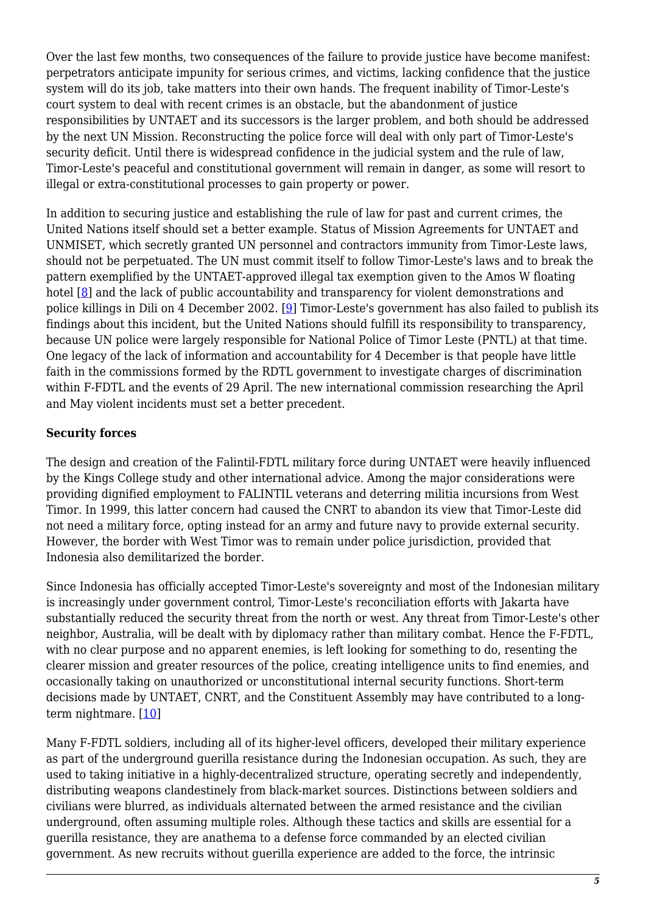Over the last few months, two consequences of the failure to provide justice have become manifest: perpetrators anticipate impunity for serious crimes, and victims, lacking confidence that the justice system will do its job, take matters into their own hands. The frequent inability of Timor-Leste's court system to deal with recent crimes is an obstacle, but the abandonment of justice responsibilities by UNTAET and its successors is the larger problem, and both should be addressed by the next UN Mission. Reconstructing the police force will deal with only part of Timor-Leste's security deficit. Until there is widespread confidence in the judicial system and the rule of law, Timor-Leste's peaceful and constitutional government will remain in danger, as some will resort to illegal or extra-constitutional processes to gain property or power.

In addition to securing justice and establishing the rule of law for past and current crimes, the United Nations itself should set a better example. Status of Mission Agreements for UNTAET and UNMISET, which secretly granted UN personnel and contractors immunity from Timor-Leste laws, should not be perpetuated. The UN must commit itself to follow Timor-Leste's laws and to break the pattern exemplified by the UNTAET-approved illegal tax exemption given to the Amos W floating hotel [8] and the lack of public accountability and transparency for violent demonstrations and police killings in Dili on 4 December 2002. [9] Timor-Leste's government has also failed to publish its findings about this incident, but the United Nations should fulfill its responsibility to transparency, because UN police were largely responsible for National Police of Timor Leste (PNTL) at that time. One legacy of the lack of information and accountability for 4 December is that people have little faith in the commissions formed by the RDTL government to investigate charges of discrimination within F-FDTL and the events of 29 April. The new international commission researching the April and May violent incidents must set a better precedent.

**Security forces**

The design and creation of the Falintil-FDTL military force during UNTAET were heavily influenced by the Kings College study and other international advice. Among the major considerations were providing dignified employment to FALINTIL veterans and deterring militia incursions from West Timor. In 1999, this latter concern had caused the CNRT to abandon its view that Timor-Leste did not need a military force, opting instead for an army and future navy to provide external security. However, the border with West Timor was to remain under police jurisdiction, provided that Indonesia also demilitarized the border.

Since Indonesia has officially accepted Timor-Leste's sovereignty and most of the Indonesian military is increasingly under government control, Timor-Leste's reconciliation efforts with Jakarta have substantially reduced the security threat from the north or west. Any threat from Timor-Leste's other neighbor, Australia, will be dealt with by diplomacy rather than military combat. Hence the F-FDTL, with no clear purpose and no apparent enemies, is left looking for something to do, resenting the clearer mission and greater resources of the police, creating intelligence units to find enemies, and occasionally taking on unauthorized or unconstitutional internal security functions. Short-term decisions made by UNTAET, CNRT, and the Constituent Assembly may have contributed to a long-term nightmare. [10]

Many F-FDTL soldiers, including all of its higher-level officers, developed their military experience as part of the underground guerilla resistance during the Indonesian occupation. As such, they are used to taking initiative in a highly-decentralized structure, operating secretly and independently, distributing weapons clandestinely from black-market sources. Distinctions between soldiers and civilians were blurred, as individuals alternated between the armed resistance and the civilian underground, often assuming multiple roles. Although these tactics and skills are essential for a guerilla resistance, they are anathema to a defense force commanded by an elected civilian government. As new recruits without guerilla experience are added to the force, the intrinsic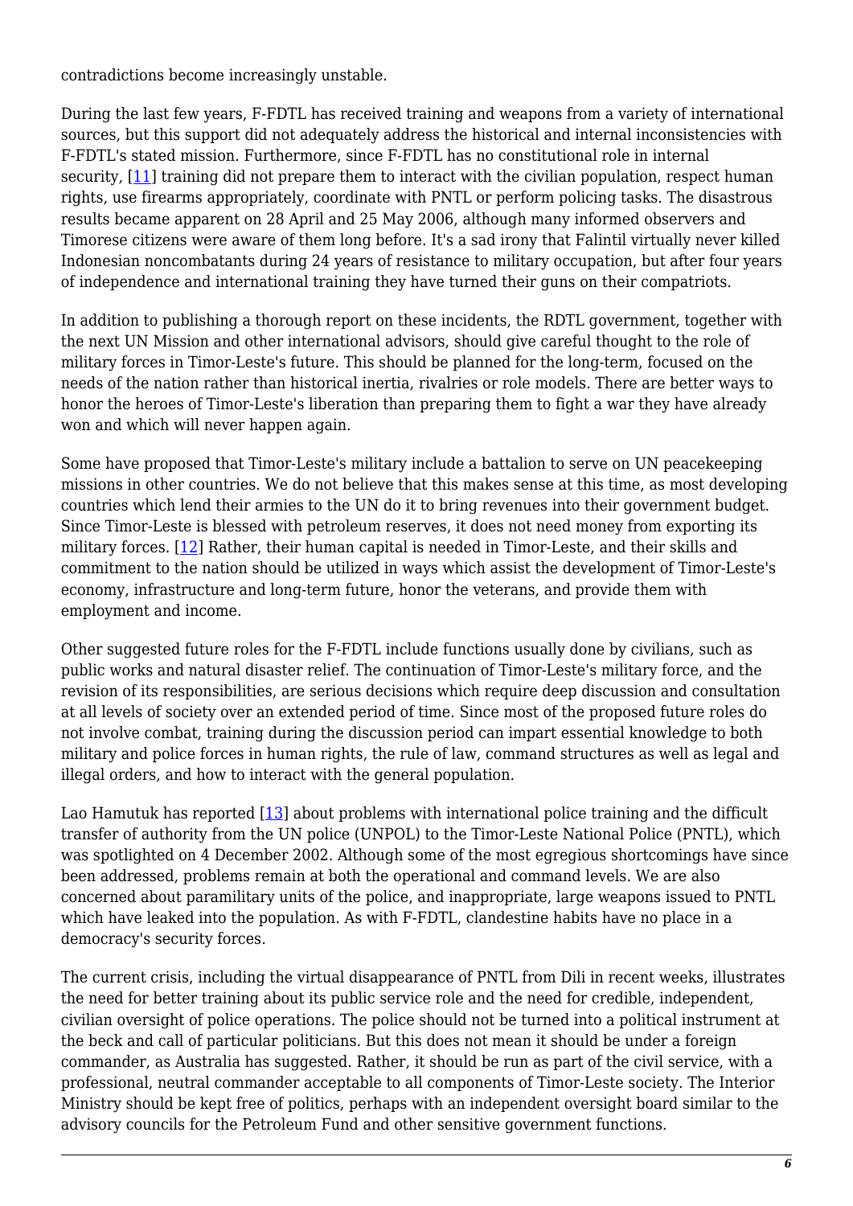contradictions become increasingly unstable.

During the last few years, F-FDTL has received training and weapons from a variety of international sources, but this support did not adequately address the historical and internal inconsistencies with F-FDTL's stated mission. Furthermore, since F-FDTL has no constitutional role in internal security, [11] training did not prepare them to interact with the civilian population, respect human rights, use firearms appropriately, coordinate with PNTL or perform policing tasks. The disastrous results became apparent on 28 April and 25 May 2006, although many informed observers and Timorese citizens were aware of them long before. It's a sad irony that Falintil virtually never killed Indonesian noncombatants during 24 years of resistance to military occupation, but after four years of independence and international training they have turned their guns on their compatriots.

In addition to publishing a thorough report on these incidents, the RDTL government, together with the next UN Mission and other international advisors, should give careful thought to the role of military forces in Timor-Leste's future. This should be planned for the long-term, focused on the needs of the nation rather than historical inertia, rivalries or role models. There are better ways to honor the heroes of Timor-Leste's liberation than preparing them to fight a war they have already won and which will never happen again.

Some have proposed that Timor-Leste's military include a battalion to serve on UN peacekeeping missions in other countries. We do not believe that this makes sense at this time, as most developing countries which lend their armies to the UN do it to bring revenues into their government budget. Since Timor-Leste is blessed with petroleum reserves, it does not need money from exporting its military forces. [12] Rather, their human capital is needed in Timor-Leste, and their skills and commitment to the nation should be utilized in ways which assist the development of Timor-Leste's economy, infrastructure and long-term future, honor the veterans, and provide them with employment and income.

Other suggested future roles for the F-FDTL include functions usually done by civilians, such as public works and natural disaster relief. The continuation of Timor-Leste's military force, and the revision of its responsibilities, are serious decisions which require deep discussion and consultation at all levels of society over an extended period of time. Since most of the proposed future roles do not involve combat, training during the discussion period can impart essential knowledge to both military and police forces in human rights, the rule of law, command structures as well as legal and illegal orders, and how to interact with the general population.

Lao Hamutuk has reported [13] about problems with international police training and the difficult transfer of authority from the UN police (UNPOL) to the Timor-Leste National Police (PNTL), which was spotlighted on 4 December 2002. Although some of the most egregious shortcomings have since been addressed, problems remain at both the operational and command levels. We are also concerned about paramilitary units of the police, and inappropriate, large weapons issued to PNTL which have leaked into the population. As with F-FDTL, clandestine habits have no place in a democracy's security forces.

The current crisis, including the virtual disappearance of PNTL from Dili in recent weeks, illustrates the need for better training about its public service role and the need for credible, independent, civilian oversight of police operations. The police should not be turned into a political instrument at the beck and call of particular politicians. But this does not mean it should be under a foreign commander, as Australia has suggested. Rather, it should be run as part of the civil service, with a professional, neutral commander acceptable to all components of Timor-Leste society. The Interior Ministry should be kept free of politics, perhaps with an independent oversight board similar to the advisory councils for the Petroleum Fund and other sensitive government functions.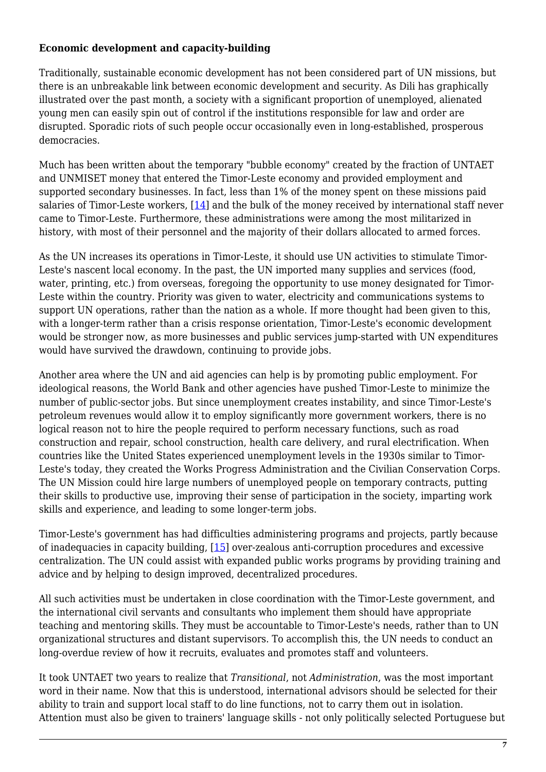**Economic development and capacity-building**

Traditionally, sustainable economic development has not been considered part of UN missions, but there is an unbreakable link between economic development and security. As Dili has graphically illustrated over the past month, a society with a significant proportion of unemployed, alienated young men can easily spin out of control if the institutions responsible for law and order are disrupted. Sporadic riots of such people occur occasionally even in long-established, prosperous democracies.

Much has been written about the temporary "bubble economy" created by the fraction of UNTAET and UNMISET money that entered the Timor-Leste economy and provided employment and supported secondary businesses. In fact, less than 1% of the money spent on these missions paid salaries of Timor-Leste workers, [14] and the bulk of the money received by international staff never came to Timor-Leste. Furthermore, these administrations were among the most militarized in history, with most of their personnel and the majority of their dollars allocated to armed forces.

As the UN increases its operations in Timor-Leste, it should use UN activities to stimulate Timor-Leste's nascent local economy. In the past, the UN imported many supplies and services (food, water, printing, etc.) from overseas, foregoing the opportunity to use money designated for Timor-Leste within the country. Priority was given to water, electricity and communications systems to support UN operations, rather than the nation as a whole. If more thought had been given to this, with a longer-term rather than a crisis response orientation, Timor-Leste's economic development would be stronger now, as more businesses and public services jump-started with UN expenditures would have survived the drawdown, continuing to provide jobs.

Another area where the UN and aid agencies can help is by promoting public employment. For ideological reasons, the World Bank and other agencies have pushed Timor-Leste to minimize the number of public-sector jobs. But since unemployment creates instability, and since Timor-Leste's petroleum revenues would allow it to employ significantly more government workers, there is no logical reason not to hire the people required to perform necessary functions, such as road construction and repair, school construction, health care delivery, and rural electrification. When countries like the United States experienced unemployment levels in the 1930s similar to Timor-Leste's today, they created the Works Progress Administration and the Civilian Conservation Corps. The UN Mission could hire large numbers of unemployed people on temporary contracts, putting their skills to productive use, improving their sense of participation in the society, imparting work skills and experience, and leading to some longer-term jobs.

Timor-Leste's government has had difficulties administering programs and projects, partly because of inadequacies in capacity building, [15] over-zealous anti-corruption procedures and excessive centralization. The UN could assist with expanded public works programs by providing training and advice and by helping to design improved, decentralized procedures.

All such activities must be undertaken in close coordination with the Timor-Leste government, and the international civil servants and consultants who implement them should have appropriate teaching and mentoring skills. They must be accountable to Timor-Leste's needs, rather than to UN organizational structures and distant supervisors. To accomplish this, the UN needs to conduct an long-overdue review of how it recruits, evaluates and promotes staff and volunteers.

It took UNTAET two years to realize that *Transitional*, not *Administration*, was the most important word in their name. Now that this is understood, international advisors should be selected for their ability to train and support local staff to do line functions, not to carry them out in isolation. Attention must also be given to trainers' language skills - not only politically selected Portuguese but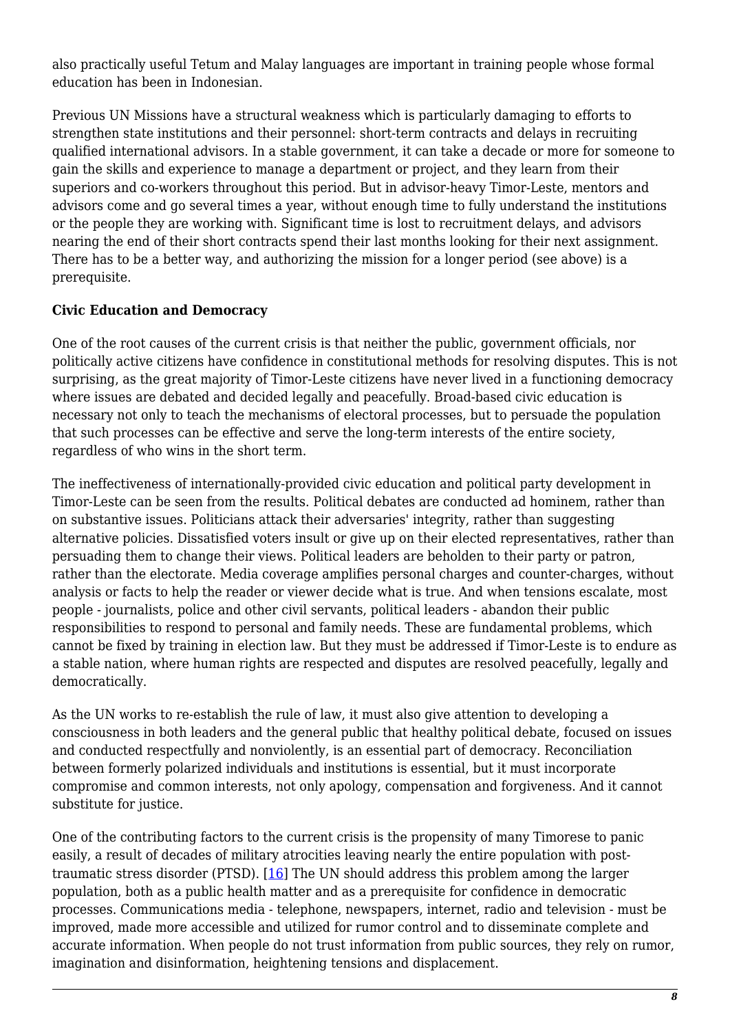also practically useful Tetum and Malay languages are important in training people whose formal education has been in Indonesian.

Previous UN Missions have a structural weakness which is particularly damaging to efforts to strengthen state institutions and their personnel: short-term contracts and delays in recruiting qualified international advisors. In a stable government, it can take a decade or more for someone to gain the skills and experience to manage a department or project, and they learn from their superiors and co-workers throughout this period. But in advisor-heavy Timor-Leste, mentors and advisors come and go several times a year, without enough time to fully understand the institutions or the people they are working with. Significant time is lost to recruitment delays, and advisors nearing the end of their short contracts spend their last months looking for their next assignment. There has to be a better way, and authorizing the mission for a longer period (see above) is a prerequisite.

**Civic Education and Democracy**

One of the root causes of the current crisis is that neither the public, government officials, nor politically active citizens have confidence in constitutional methods for resolving disputes. This is not surprising, as the great majority of Timor-Leste citizens have never lived in a functioning democracy where issues are debated and decided legally and peacefully. Broad-based civic education is necessary not only to teach the mechanisms of electoral processes, but to persuade the population that such processes can be effective and serve the long-term interests of the entire society, regardless of who wins in the short term.

The ineffectiveness of internationally-provided civic education and political party development in Timor-Leste can be seen from the results. Political debates are conducted ad hominem, rather than on substantive issues. Politicians attack their adversaries' integrity, rather than suggesting alternative policies. Dissatisfied voters insult or give up on their elected representatives, rather than persuading them to change their views. Political leaders are beholden to their party or patron, rather than the electorate. Media coverage amplifies personal charges and counter-charges, without analysis or facts to help the reader or viewer decide what is true. And when tensions escalate, most people - journalists, police and other civil servants, political leaders - abandon their public responsibilities to respond to personal and family needs. These are fundamental problems, which cannot be fixed by training in election law. But they must be addressed if Timor-Leste is to endure as a stable nation, where human rights are respected and disputes are resolved peacefully, legally and democratically.

As the UN works to re-establish the rule of law, it must also give attention to developing a consciousness in both leaders and the general public that healthy political debate, focused on issues and conducted respectfully and nonviolently, is an essential part of democracy. Reconciliation between formerly polarized individuals and institutions is essential, but it must incorporate compromise and common interests, not only apology, compensation and forgiveness. And it cannot substitute for justice.

One of the contributing factors to the current crisis is the propensity of many Timorese to panic easily, a result of decades of military atrocities leaving nearly the entire population with post-traumatic stress disorder (PTSD). [16] The UN should address this problem among the larger population, both as a public health matter and as a prerequisite for confidence in democratic processes. Communications media - telephone, newspapers, internet, radio and television - must be improved, made more accessible and utilized for rumor control and to disseminate complete and accurate information. When people do not trust information from public sources, they rely on rumor, imagination and disinformation, heightening tensions and displacement.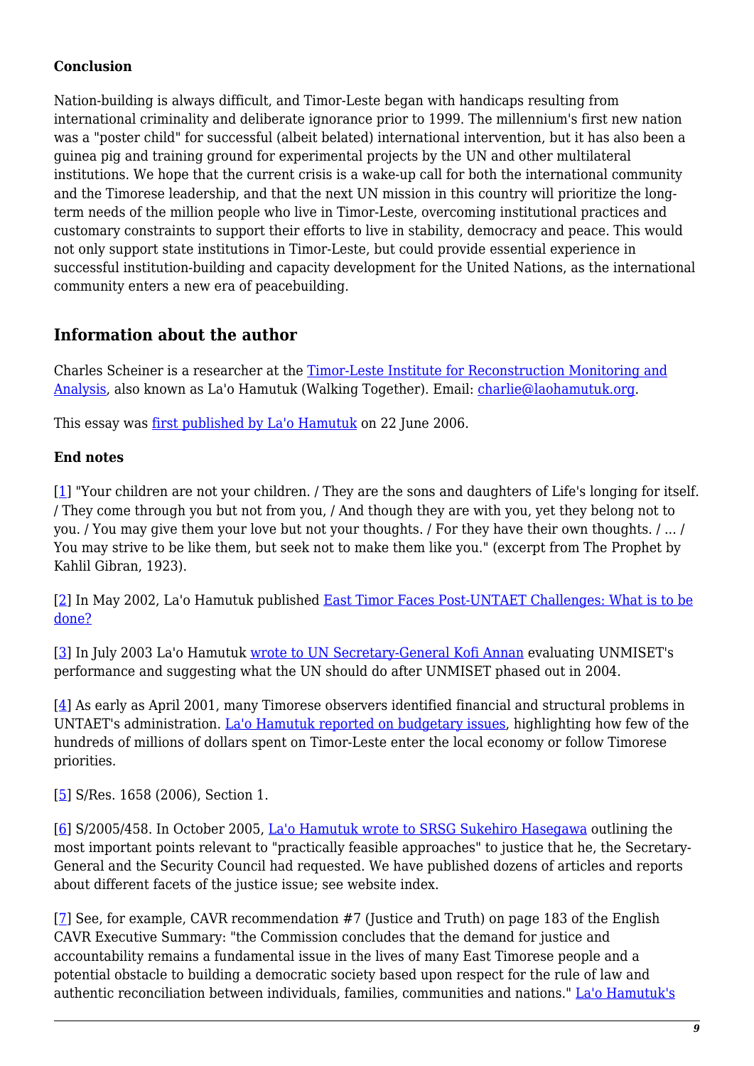**Conclusion**

Nation-building is always difficult, and Timor-Leste began with handicaps resulting from international criminality and deliberate ignorance prior to 1999. The millennium's first new nation was a "poster child" for successful (albeit belated) international intervention, but it has also been a guinea pig and training ground for experimental projects by the UN and other multilateral institutions. We hope that the current crisis is a wake-up call for both the international community and the Timorese leadership, and that the next UN mission in this country will prioritize the long-term needs of the million people who live in Timor-Leste, overcoming institutional practices and customary constraints to support their efforts to live in stability, democracy and peace. This would not only support state institutions in Timor-Leste, but could provide essential experience in successful institution-building and capacity development for the United Nations, as the international community enters a new era of peacebuilding.

## Information about the author

Charles Scheiner is a researcher at the Timor-Leste Institute for Reconstruction Monitoring and Analysis, also known as La'o Hamutuk (Walking Together). Email: charlie@laohamutuk.org.

This essay was first published by La'o Hamutuk on 22 June 2006.

**End notes**

[1] "Your children are not your children. / They are the sons and daughters of Life's longing for itself. / They come through you but not from you, / And though they are with you, yet they belong not to you. / You may give them your love but not your thoughts. / For they have their own thoughts. / ... / You may strive to be like them, but seek not to make them like you." (excerpt from The Prophet by Kahlil Gibran, 1923).

[2] In May 2002, La'o Hamutuk published East Timor Faces Post-UNTAET Challenges: What is to be done?

[3] In July 2003 La'o Hamutuk wrote to UN Secretary-General Kofi Annan evaluating UNMISET's performance and suggesting what the UN should do after UNMISET phased out in 2004.

[4] As early as April 2001, many Timorese observers identified financial and structural problems in UNTAET's administration. La'o Hamutuk reported on budgetary issues, highlighting how few of the hundreds of millions of dollars spent on Timor-Leste enter the local economy or follow Timorese priorities.

[5] S/Res. 1658 (2006), Section 1.

[6] S/2005/458. In October 2005, La'o Hamutuk wrote to SRSG Sukehiro Hasegawa outlining the most important points relevant to "practically feasible approaches" to justice that he, the Secretary-General and the Security Council had requested. We have published dozens of articles and reports about different facets of the justice issue; see website index.

[7] See, for example, CAVR recommendation #7 (Justice and Truth) on page 183 of the English CAVR Executive Summary: "the Commission concludes that the demand for justice and accountability remains a fundamental issue in the lives of many East Timorese people and a potential obstacle to building a democratic society based upon respect for the rule of law and authentic reconciliation between individuals, families, communities and nations." La'o Hamutuk's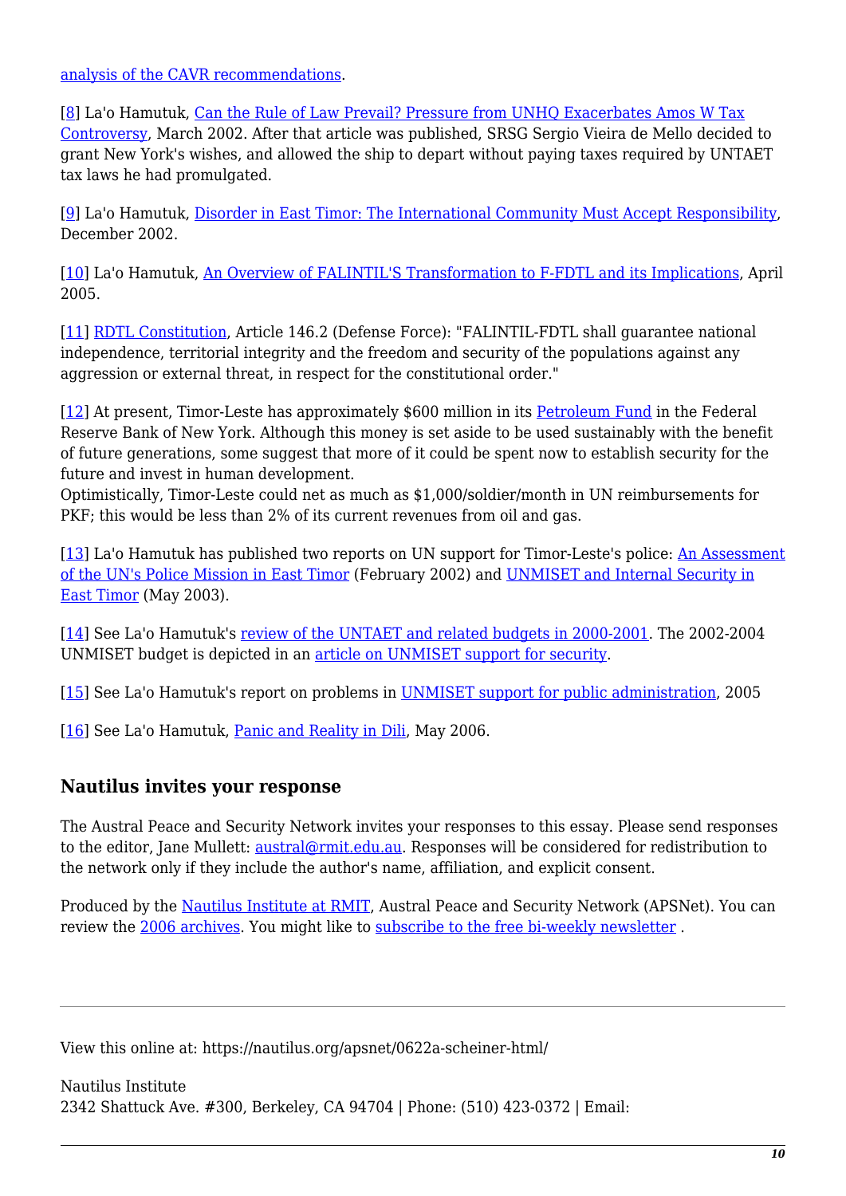analysis of the CAVR recommendations.

[8] La'o Hamutuk, Can the Rule of Law Prevail? Pressure from UNHQ Exacerbates Amos W Tax Controversy, March 2002. After that article was published, SRSG Sergio Vieira de Mello decided to grant New York's wishes, and allowed the ship to depart without paying taxes required by UNTAET tax laws he had promulgated.

[9] La'o Hamutuk, Disorder in East Timor: The International Community Must Accept Responsibility, December 2002.

[10] La'o Hamutuk, An Overview of FALINTIL'S Transformation to F-FDTL and its Implications, April 2005.

[11] RDTL Constitution, Article 146.2 (Defense Force): "FALINTIL-FDTL shall guarantee national independence, territorial integrity and the freedom and security of the populations against any aggression or external threat, in respect for the constitutional order."

[12] At present, Timor-Leste has approximately $600 million in its Petroleum Fund in the Federal Reserve Bank of New York. Although this money is set aside to be used sustainably with the benefit of future generations, some suggest that more of it could be spent now to establish security for the future and invest in human development.
Optimistically, Timor-Leste could net as much as $1,000/soldier/month in UN reimbursements for PKF; this would be less than 2% of its current revenues from oil and gas.

[13] La'o Hamutuk has published two reports on UN support for Timor-Leste's police: An Assessment of the UN's Police Mission in East Timor (February 2002) and UNMISET and Internal Security in East Timor (May 2003).

[14] See La'o Hamutuk's review of the UNTAET and related budgets in 2000-2001. The 2002-2004 UNMISET budget is depicted in an article on UNMISET support for security.

[15] See La'o Hamutuk's report on problems in UNMISET support for public administration, 2005

[16] See La'o Hamutuk, Panic and Reality in Dili, May 2006.

### Nautilus invites your response

The Austral Peace and Security Network invites your responses to this essay. Please send responses to the editor, Jane Mullett: austral@rmit.edu.au. Responses will be considered for redistribution to the network only if they include the author's name, affiliation, and explicit consent.

Produced by the Nautilus Institute at RMIT, Austral Peace and Security Network (APSNet). You can review the 2006 archives. You might like to subscribe to the free bi-weekly newsletter .

---

View this online at: https://nautilus.org/apsnet/0622a-scheiner-html/

Nautilus Institute
2342 Shattuck Ave. #300, Berkeley, CA 94704 | Phone: (510) 423-0372 | Email: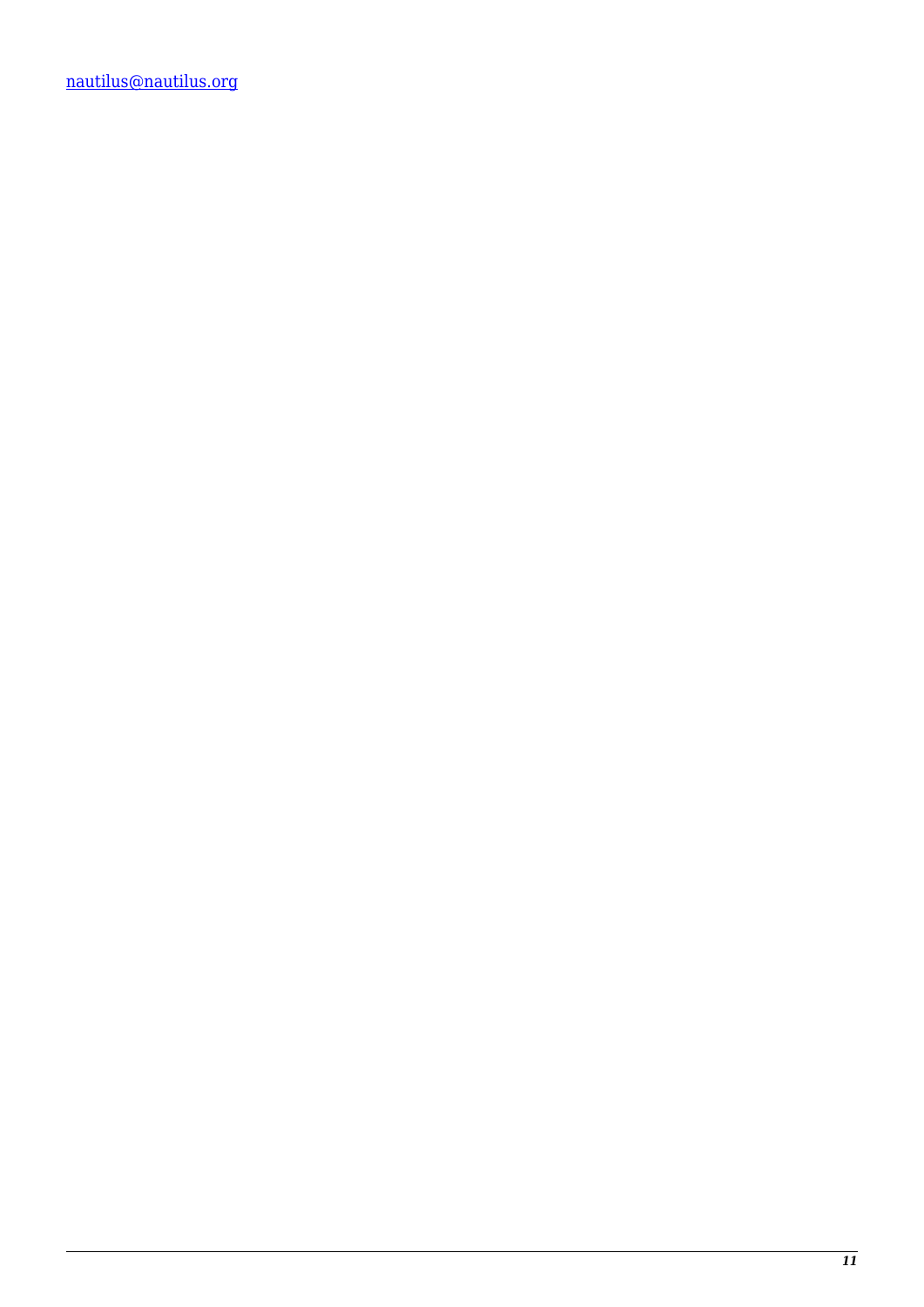[nautilus@nautilus.org](mailto:nautilus@nautilus.org)